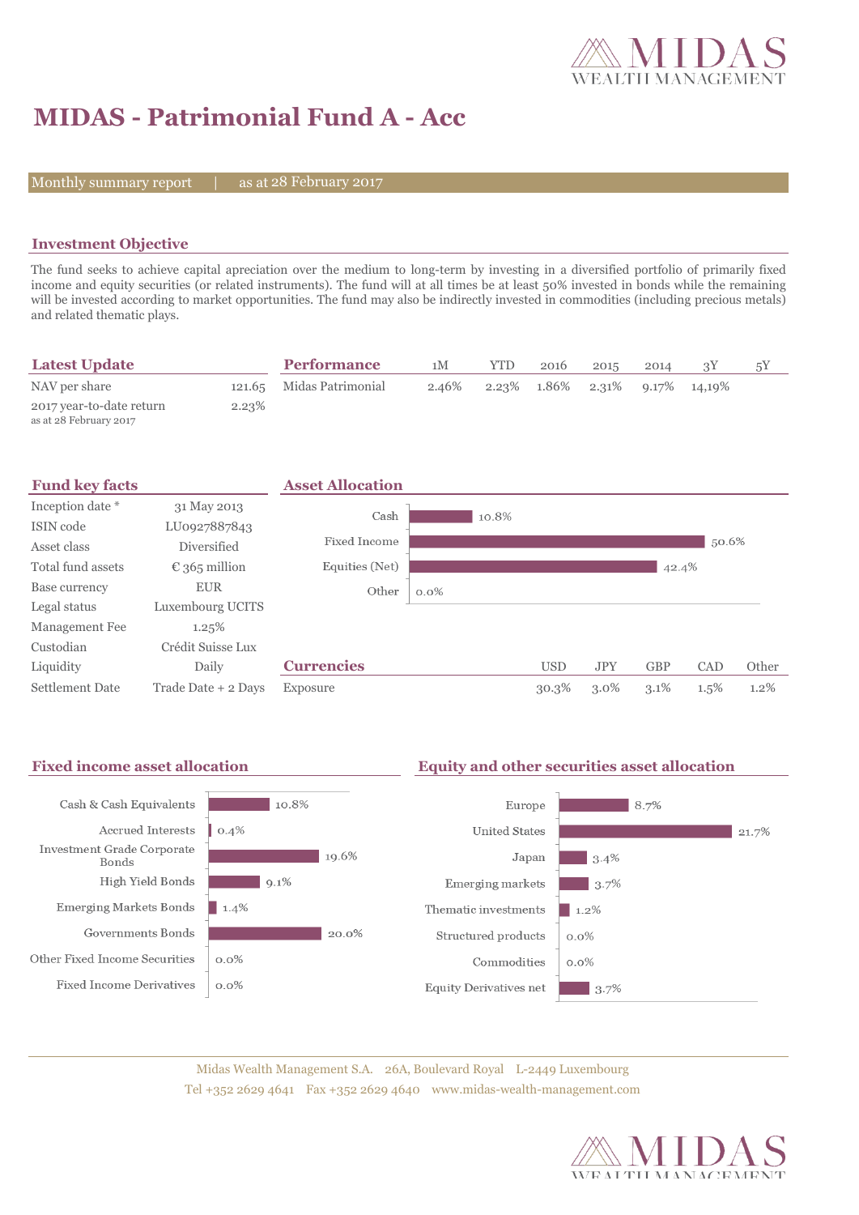# MIDAS - Patrimonial Fund A - Acc

Monthly summary report | as at 28 February 2017

## Investment Objective

The fund seeks to achieve capital apreciation over the medium to long-term by investing in a diversified portfolio of primarily fixed income and equity securities (or related instruments). The fund will at all times be at least 50% invested in bonds while the remaining will be invested according to market opportunities. The fund may also be indirectly invested in commodities (including precious metals) and related thematic plays.

## Latest Update

| | |
|---|---|
| NAV per share | 121.65 |
| 2017 year-to-date return<br>as at 28 February 2017 | 2.23% |

## Performance

| | 1M | YTD | 2016 | 2015 | 2014 | 3Y | 5Y |
|---|---|---|---|---|---|---|---|
| Midas Patrimonial | 2.46% | 2.23% | 1.86% | 2.31% | 9.17% | 14,19% | |

## Fund key facts

| | |
|---|---|
| Inception date * | 31 May 2013 |
| ISIN code | LU0927887843 |
| Asset class | Diversified |
| Total fund assets | € 365 million |
| Base currency | EUR |
| Legal status | Luxembourg UCITS |
| Management Fee | 1.25% |
| Custodian | Crédit Suisse Lux |
| Liquidity | Daily |
| Settlement Date | Trade Date + 2 Days |

## Asset Allocation

| | |
|---|---|
| Cash | 10.8% |
| Fixed Income | 50.6% |
| Equities (Net) | 42.4% |
| Other | 0.0% |

## Currencies

| | USD | JPY | GBP | CAD | Other |
|---|---|---|---|---|---|
| Exposure | 30.3% | 3.0% | 3.1% | 1.5% | 1.2% |

## Fixed income asset allocation

| | |
|---|---|
| Cash & Cash Equivalents | 10.8% |
| Accrued Interests | 0.4% |
| Investment Grade Corporate Bonds | 19.6% |
| High Yield Bonds | 9.1% |
| Emerging Markets Bonds | 1.4% |
| Governments Bonds | 20.0% |
| Other Fixed Income Securities | 0.0% |
| Fixed Income Derivatives | 0.0% |

## Equity and other securities asset allocation

| | |
|---|---|
| Europe | 8.7% |
| United States | 21.7% |
| Japan | 3.4% |
| Emerging markets | 3.7% |
| Thematic investments | 1.2% |
| Structured products | 0.0% |
| Commodities | 0.0% |
| Equity Derivatives net | 3.7% |

Midas Wealth Management S.A. 26A, Boulevard Royal L-2449 Luxembourg
Tel +352 2629 4641 Fax +352 2629 4640 www.midas-wealth-management.com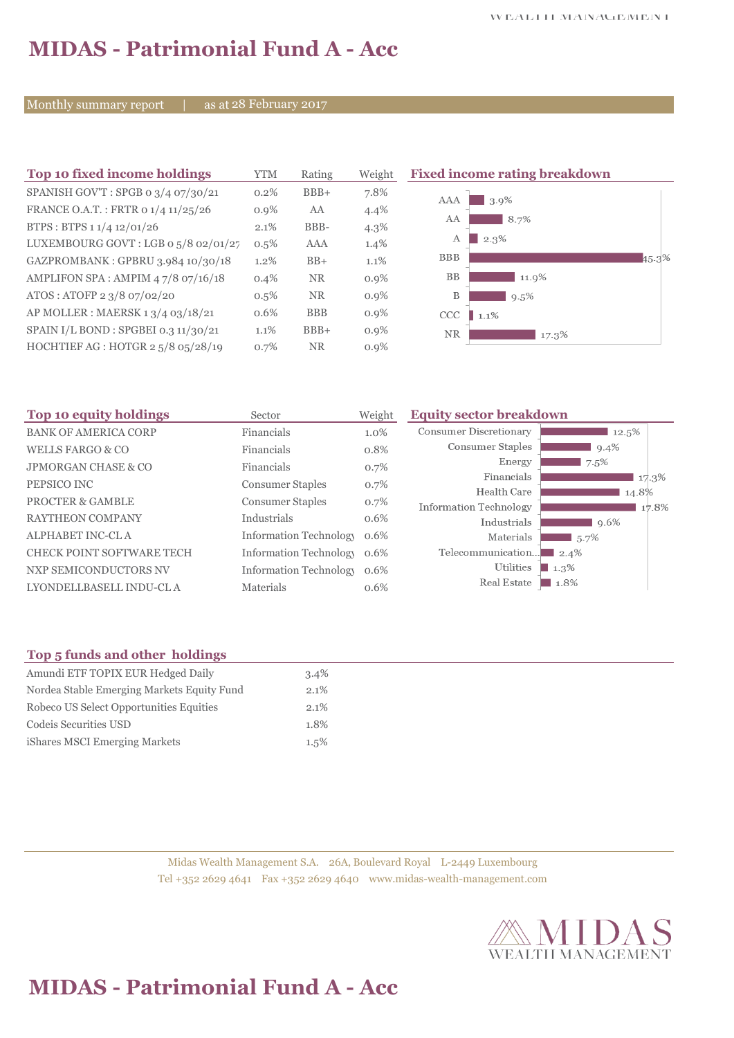# MIDAS - Patrimonial Fund A - Acc

Monthly summary report | as at 28 February 2017

## Top 10 fixed income holdings

| Top 10 fixed income holdings | YTM | Rating | Weight |
|---|---|---|---|
| SPANISH GOV'T : SPGB 0 3/4 07/30/21 | 0.2% | BBB+ | 7.8% |
| FRANCE O.A.T. : FRTR 0 1/4 11/25/26 | 0.9% | AA | 4.4% |
| BTPS : BTPS 1 1/4 12/01/26 | 2.1% | BBB- | 4.3% |
| LUXEMBOURG GOVT : LGB 0 5/8 02/01/27 | 0.5% | AAA | 1.4% |
| GAZPROMBANK : GPBRU 3.984 10/30/18 | 1.2% | BB+ | 1.1% |
| AMPLIFON SPA : AMPIM 4 7/8 07/16/18 | 0.4% | NR | 0.9% |
| ATOS : ATOFP 2 3/8 07/02/20 | 0.5% | NR | 0.9% |
| AP MOLLER : MAERSK 1 3/4 03/18/21 | 0.6% | BBB | 0.9% |
| SPAIN I/L BOND : SPGBEI 0.3 11/30/21 | 1.1% | BBB+ | 0.9% |
| HOCHTIEF AG : HOTGR 2 5/8 05/28/19 | 0.7% | NR | 0.9% |

## Fixed income rating breakdown

| Rating | Weight |
|---|---|
| AAA | 3.9% |
| AA | 8.7% |
| A | 2.3% |
| BBB | 45.3% |
| BB | 11.9% |
| B | 9.5% |
| CCC | 1.1% |
| NR | 17.3% |

## Top 10 equity holdings

| Top 10 equity holdings | Sector | Weight |
|---|---|---|
| BANK OF AMERICA CORP | Financials | 1.0% |
| WELLS FARGO & CO | Financials | 0.8% |
| JPMORGAN CHASE & CO | Financials | 0.7% |
| PEPSICO INC | Consumer Staples | 0.7% |
| PROCTER & GAMBLE | Consumer Staples | 0.7% |
| RAYTHEON COMPANY | Industrials | 0.6% |
| ALPHABET INC-CL A | Information Technology | 0.6% |
| CHECK POINT SOFTWARE TECH | Information Technology | 0.6% |
| NXP SEMICONDUCTORS NV | Information Technology | 0.6% |
| LYONDELLBASELL INDU-CL A | Materials | 0.6% |

## Equity sector breakdown

| Sector | Weight |
|---|---|
| Consumer Discretionary | 12.5% |
| Consumer Staples | 9.4% |
| Energy | 7.5% |
| Financials | 17.3% |
| Health Care | 14.8% |
| Information Technology | 17.8% |
| Industrials | 9.6% |
| Materials | 5.7% |
| Telecommunication... | 2.4% |
| Utilities | 1.3% |
| Real Estate | 1.8% |

## Top 5 funds and other holdings

| Top 5 funds and other holdings | Weight |
|---|---|
| Amundi ETF TOPIX EUR Hedged Daily | 3.4% |
| Nordea Stable Emerging Markets Equity Fund | 2.1% |
| Robeco US Select Opportunities Equities | 2.1% |
| Codeis Securities USD | 1.8% |
| iShares MSCI Emerging Markets | 1.5% |

Midas Wealth Management S.A. 26A, Boulevard Royal L-2449 Luxembourg
Tel +352 2629 4641 Fax +352 2629 4640 www.midas-wealth-management.com

MIDAS WEALTH MANAGEMENT

# MIDAS - Patrimonial Fund A - Acc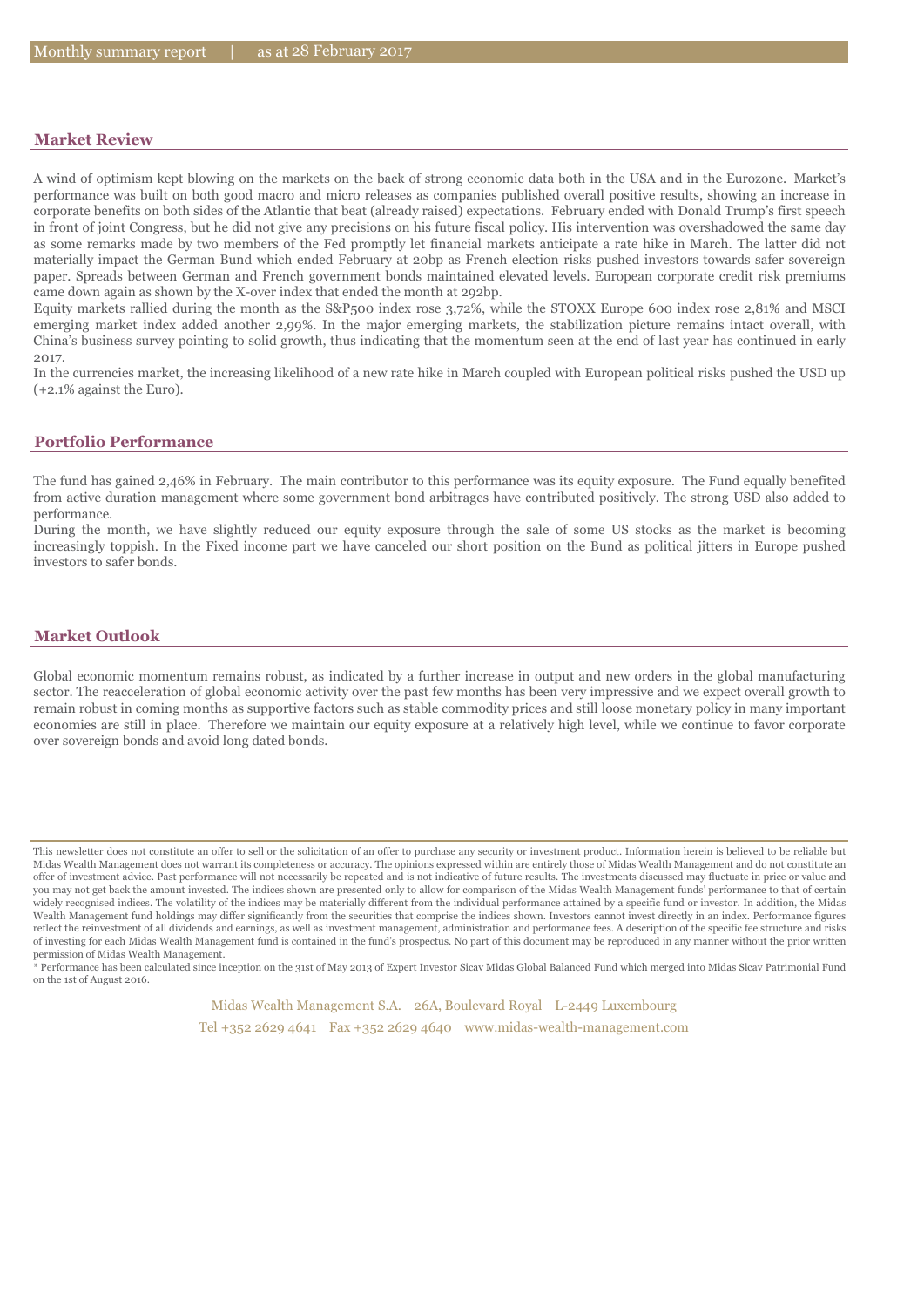## Market Review

A wind of optimism kept blowing on the markets on the back of strong economic data both in the USA and in the Eurozone. Market's performance was built on both good macro and micro releases as companies published overall positive results, showing an increase in corporate benefits on both sides of the Atlantic that beat (already raised) expectations. February ended with Donald Trump's first speech in front of joint Congress, but he did not give any precisions on his future fiscal policy. His intervention was overshadowed the same day as some remarks made by two members of the Fed promptly let financial markets anticipate a rate hike in March. The latter did not materially impact the German Bund which ended February at 20bp as French election risks pushed investors towards safer sovereign paper. Spreads between German and French government bonds maintained elevated levels. European corporate credit risk premiums came down again as shown by the X-over index that ended the month at 292bp.

Equity markets rallied during the month as the S&P500 index rose 3,72%, while the STOXX Europe 600 index rose 2,81% and MSCI emerging market index added another 2,99%. In the major emerging markets, the stabilization picture remains intact overall, with China's business survey pointing to solid growth, thus indicating that the momentum seen at the end of last year has continued in early 2017.

In the currencies market, the increasing likelihood of a new rate hike in March coupled with European political risks pushed the USD up (+2.1% against the Euro).

## Portfolio Performance

The fund has gained 2,46% in February. The main contributor to this performance was its equity exposure. The Fund equally benefited from active duration management where some government bond arbitrages have contributed positively. The strong USD also added to performance.

During the month, we have slightly reduced our equity exposure through the sale of some US stocks as the market is becoming increasingly toppish. In the Fixed income part we have canceled our short position on the Bund as political jitters in Europe pushed investors to safer bonds.

## Market Outlook

Global economic momentum remains robust, as indicated by a further increase in output and new orders in the global manufacturing sector. The reacceleration of global economic activity over the past few months has been very impressive and we expect overall growth to remain robust in coming months as supportive factors such as stable commodity prices and still loose monetary policy in many important economies are still in place. Therefore we maintain our equity exposure at a relatively high level, while we continue to favor corporate over sovereign bonds and avoid long dated bonds.

This newsletter does not constitute an offer to sell or the solicitation of an offer to purchase any security or investment product. Information herein is believed to be reliable but Midas Wealth Management does not warrant its completeness or accuracy. The opinions expressed within are entirely those of Midas Wealth Management and do not constitute an offer of investment advice. Past performance will not necessarily be repeated and is not indicative of future results. The investments discussed may fluctuate in price or value and you may not get back the amount invested. The indices shown are presented only to allow for comparison of the Midas Wealth Management funds' performance to that of certain widely recognised indices. The volatility of the indices may be materially different from the individual performance attained by a specific fund or investor. In addition, the Midas Wealth Management fund holdings may differ significantly from the securities that comprise the indices shown. Investors cannot invest directly in an index. Performance figures reflect the reinvestment of all dividends and earnings, as well as investment management, administration and performance fees. A description of the specific fee structure and risks of investing for each Midas Wealth Management fund is contained in the fund's prospectus. No part of this document may be reproduced in any manner without the prior written permission of Midas Wealth Management.

* Performance has been calculated since inception on the 31st of May 2013 of Expert Investor Sicav Midas Global Balanced Fund which merged into Midas Sicav Patrimonial Fund on the 1st of August 2016.

Midas Wealth Management S.A. 26A, Boulevard Royal L-2449 Luxembourg
Tel +352 2629 4641 Fax +352 2629 4640 www.midas-wealth-management.com